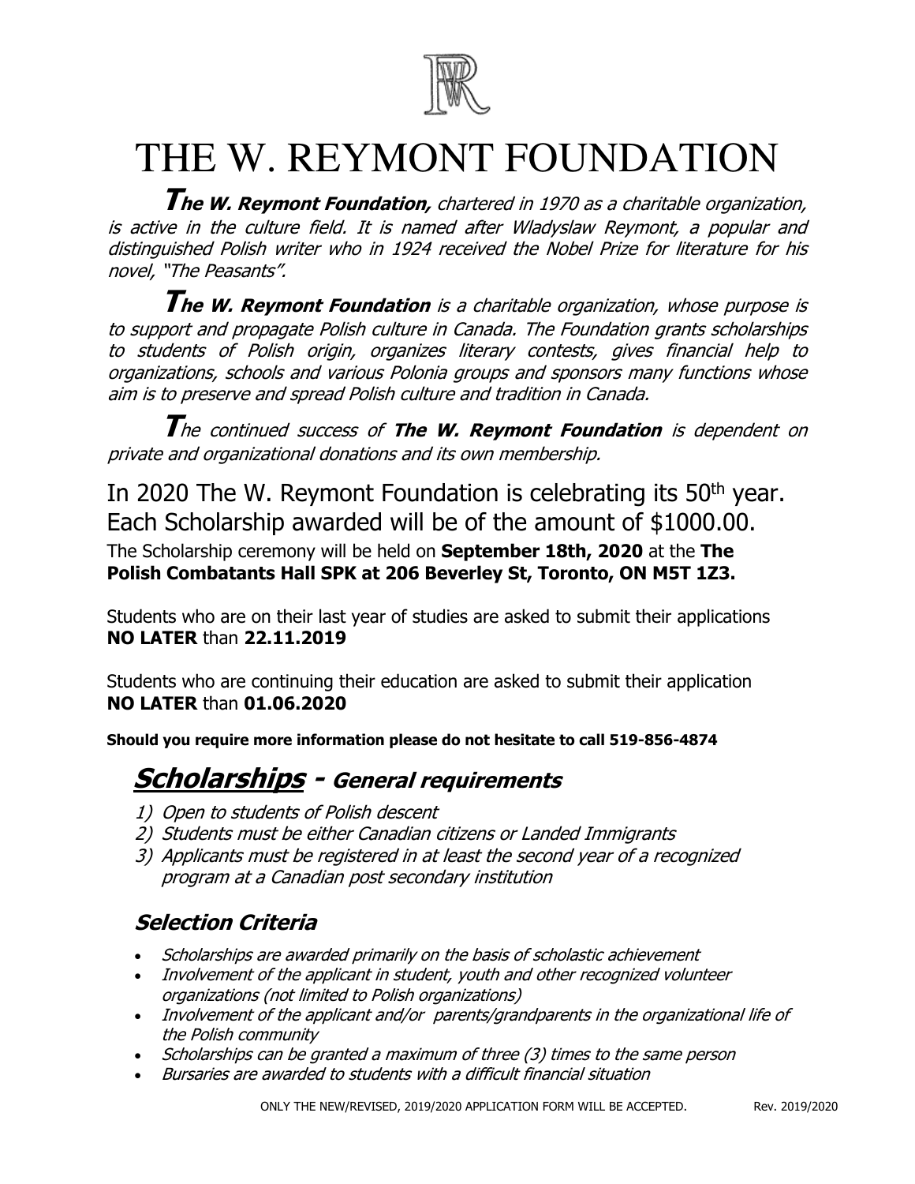# THE W. REYMONT FOUNDATION

***The W. Reymont Foundation,*** *chartered in 1970 as a charitable organization, is active in the culture field. It is named after Wladyslaw Reymont, a popular and distinguished Polish writer who in 1924 received the Nobel Prize for literature for his novel, "The Peasants".*

***The W. Reymont Foundation*** *is a charitable organization, whose purpose is to support and propagate Polish culture in Canada. The Foundation grants scholarships to students of Polish origin, organizes literary contests, gives financial help to organizations, schools and various Polonia groups and sponsors many functions whose aim is to preserve and spread Polish culture and tradition in Canada.*

*The continued success of* ***The W. Reymont Foundation*** *is dependent on private and organizational donations and its own membership.*

In 2020 The W. Reymont Foundation is celebrating its 50th year. Each Scholarship awarded will be of the amount of $1000.00.

The Scholarship ceremony will be held on **September 18th, 2020** at the **The Polish Combatants Hall SPK at 206 Beverley St, Toronto, ON M5T 1Z3.**

Students who are on their last year of studies are asked to submit their applications **NO LATER** than **22.11.2019**

Students who are continuing their education are asked to submit their application **NO LATER** than **01.06.2020**

**Should you require more information please do not hesitate to call 519-856-4874**

## ***Scholarships - General requirements***

1) *Open to students of Polish descent*
2) *Students must be either Canadian citizens or Landed Immigrants*
3) *Applicants must be registered in at least the second year of a recognized program at a Canadian post secondary institution*

### ***Selection Criteria***

- *Scholarships are awarded primarily on the basis of scholastic achievement*
- *Involvement of the applicant in student, youth and other recognized volunteer organizations (not limited to Polish organizations)*
- *Involvement of the applicant and/or parents/grandparents in the organizational life of the Polish community*
- *Scholarships can be granted a maximum of three (3) times to the same person*
- *Bursaries are awarded to students with a difficult financial situation*

ONLY THE NEW/REVISED, 2019/2020 APPLICATION FORM WILL BE ACCEPTED. Rev. 2019/2020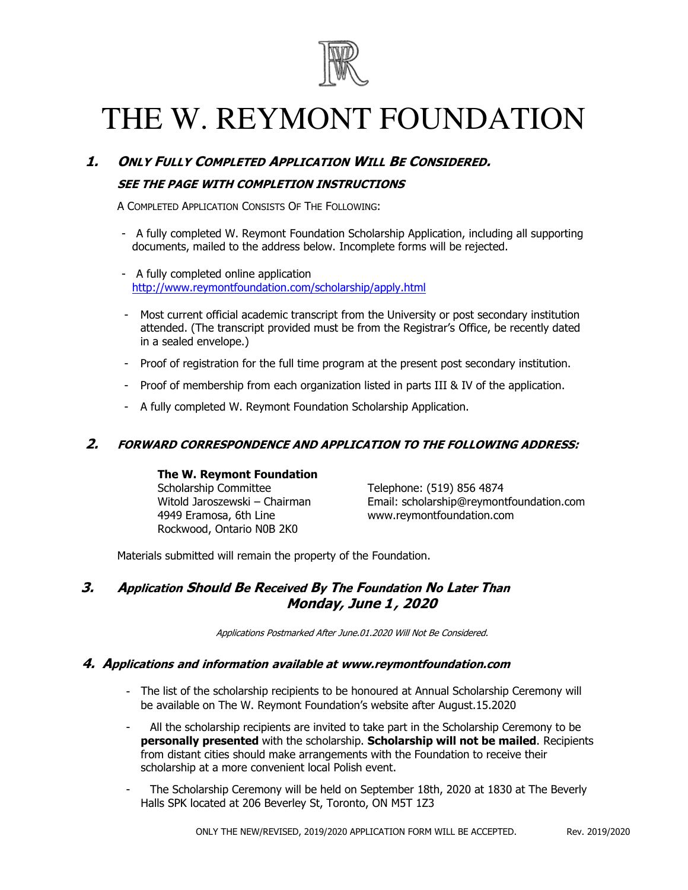# THE W. REYMONT FOUNDATION

## 1. *Only Fully Completed Application Will Be Considered.*

***SEE THE PAGE WITH COMPLETION INSTRUCTIONS***

A Completed Application Consists Of The Following:

- A fully completed W. Reymont Foundation Scholarship Application, including all supporting documents, mailed to the address below. Incomplete forms will be rejected.
- A fully completed online application http://www.reymontfoundation.com/scholarship/apply.html
- Most current official academic transcript from the University or post secondary institution attended. (The transcript provided must be from the Registrar's Office, be recently dated in a sealed envelope.)
- Proof of registration for the full time program at the present post secondary institution.
- Proof of membership from each organization listed in parts III & IV of the application.
- A fully completed W. Reymont Foundation Scholarship Application.

## 2. *FORWARD CORRESPONDENCE AND APPLICATION TO THE FOLLOWING ADDRESS:*

**The W. Reymont Foundation**
Scholarship Committee
Witold Jaroszewski – Chairman
4949 Eramosa, 6th Line
Rockwood, Ontario N0B 2K0

Telephone: (519) 856 4874
Email: scholarship@reymontfoundation.com
www.reymontfoundation.com

Materials submitted will remain the property of the Foundation.

## 3. *Application Should Be Received By The Foundation No Later Than Monday, June 1, 2020*

*Applications Postmarked After June.01.2020 Will Not Be Considered.*

## 4. *Applications and information available at www.reymontfoundation.com*

- The list of the scholarship recipients to be honoured at Annual Scholarship Ceremony will be available on The W. Reymont Foundation's website after August.15.2020
- All the scholarship recipients are invited to take part in the Scholarship Ceremony to be **personally presented** with the scholarship. **Scholarship will not be mailed**. Recipients from distant cities should make arrangements with the Foundation to receive their scholarship at a more convenient local Polish event.
- The Scholarship Ceremony will be held on September 18th, 2020 at 1830 at The Beverly Halls SPK located at 206 Beverley St, Toronto, ON M5T 1Z3

ONLY THE NEW/REVISED, 2019/2020 APPLICATION FORM WILL BE ACCEPTED. Rev. 2019/2020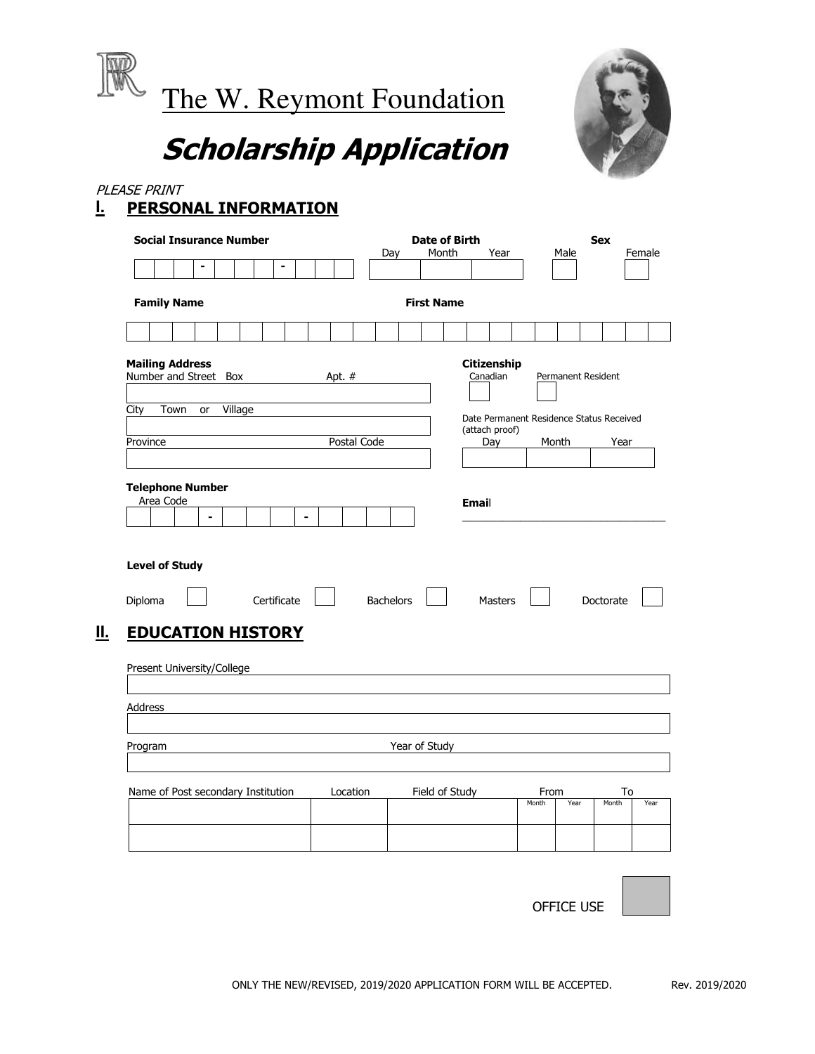# The W. Reymont Foundation

# *Scholarship Application*

*PLEASE PRINT*

## I. PERSONAL INFORMATION

**Social Insurance Number** ___ ___ ___ - ___ ___ ___ - ___ ___ ___

**Date of Birth** Day ______ Month ______ Year ______

**Sex** Male ☐ Female ☐

**Family Name** ______________________ **First Name** ______________________

**Mailing Address**

Number and Street Box ______________________ Apt. # ______

City Town or Village ______________________

Province ______________________ Postal Code ______

**Citizenship**

Canadian ☐ Permanent Resident ☐

Date Permanent Residence Status Received (attach proof)

Day ______ Month ______ Year ______

**Telephone Number**

Area Code ___ ___ ___ - ___ ___ ___ - ___ ___ ___ ___

**Email** ______________________

**Level of Study**

Diploma ☐ Certificate ☐ Bachelors ☐ Masters ☐ Doctorate ☐

## II. EDUCATION HISTORY

Present University/College ______________________

Address ______________________

Program ______________________ Year of Study ______

| Name of Post secondary Institution | Location | Field of Study | From | | To | |
|---|---|---|---|---|---|---|
| | | | Month | Year | Month | Year |
| | | | | | | |
| | | | | | | |

OFFICE USE ☐

ONLY THE NEW/REVISED, 2019/2020 APPLICATION FORM WILL BE ACCEPTED. Rev. 2019/2020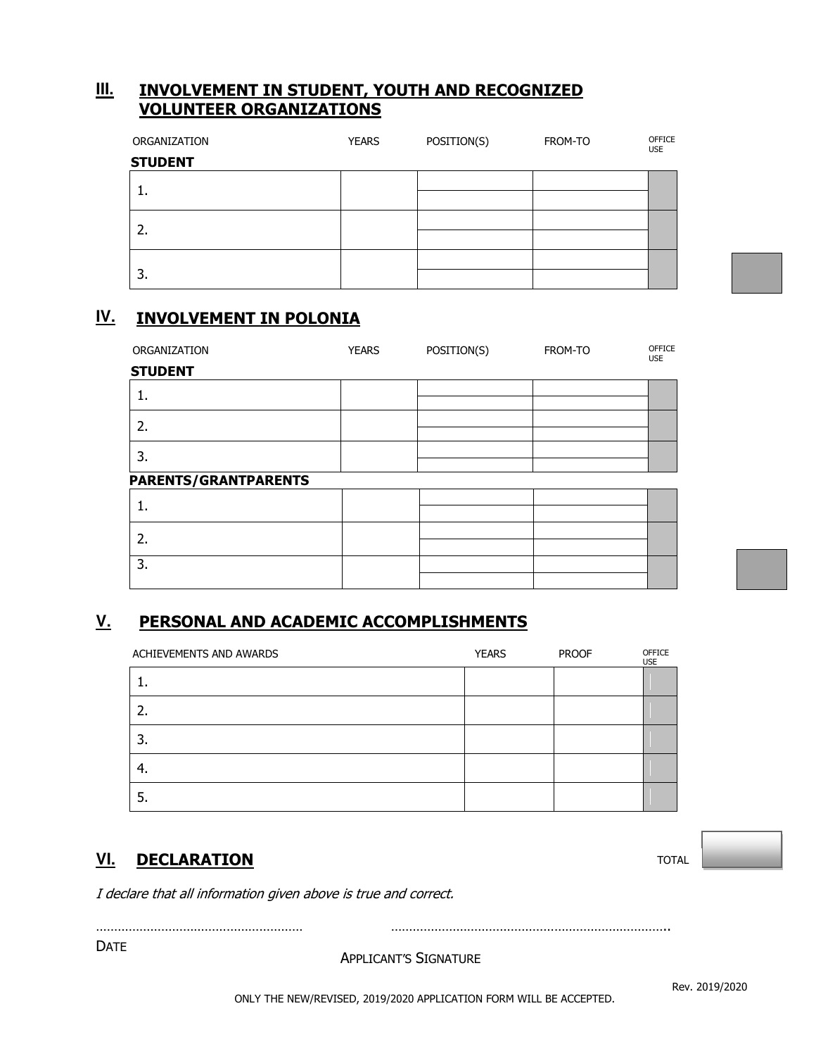## III. INVOLVEMENT IN STUDENT, YOUTH AND RECOGNIZED VOLUNTEER ORGANIZATIONS

| ORGANIZATION | YEARS | POSITION(S) | FROM-TO | OFFICE USE |
|---|---|---|---|---|
| **STUDENT** | | | | |
| 1. | | | | |
| | | | | |
| 2. | | | | |
| | | | | |
| 3. | | | | |
| | | | | |

## IV. INVOLVEMENT IN POLONIA

| ORGANIZATION | YEARS | POSITION(S) | FROM-TO | OFFICE USE |
|---|---|---|---|---|
| **STUDENT** | | | | |
| 1. | | | | |
| | | | | |
| 2. | | | | |
| | | | | |
| 3. | | | | |
| | | | | |
| **PARENTS/GRANTPARENTS** | | | | |
| 1. | | | | |
| | | | | |
| 2. | | | | |
| | | | | |
| 3. | | | | |
| | | | | |

## V. PERSONAL AND ACADEMIC ACCOMPLISHMENTS

| ACHIEVEMENTS AND AWARDS | YEARS | PROOF | OFFICE USE |
|---|---|---|---|
| 1. | | | |
| 2. | | | |
| 3. | | | |
| 4. | | | |
| 5. | | | |

## VI. DECLARATION

TOTAL

*I declare that all information given above is true and correct.*

………………………………………………… ……………………………………………………………………..

DATE

APPLICANT'S SIGNATURE

Rev. 2019/2020

ONLY THE NEW/REVISED, 2019/2020 APPLICATION FORM WILL BE ACCEPTED.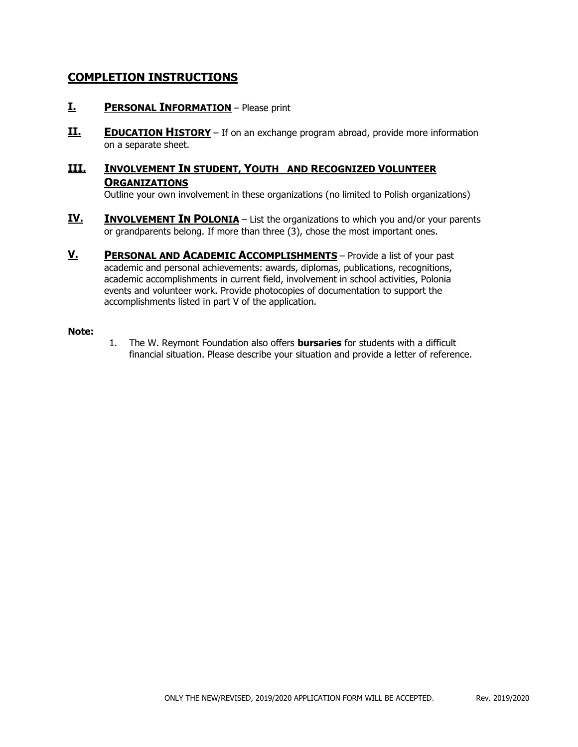## COMPLETION INSTRUCTIONS

**I. PERSONAL INFORMATION** – Please print

**II. EDUCATION HISTORY** – If on an exchange program abroad, provide more information on a separate sheet.

**III. INVOLVEMENT IN STUDENT, YOUTH AND RECOGNIZED VOLUNTEER ORGANIZATIONS**
Outline your own involvement in these organizations (no limited to Polish organizations)

**IV. INVOLVEMENT IN POLONIA** – List the organizations to which you and/or your parents or grandparents belong. If more than three (3), chose the most important ones.

**V. PERSONAL AND ACADEMIC ACCOMPLISHMENTS** – Provide a list of your past academic and personal achievements: awards, diplomas, publications, recognitions, academic accomplishments in current field, involvement in school activities, Polonia events and volunteer work. Provide photocopies of documentation to support the accomplishments listed in part V of the application.

**Note:**

1. The W. Reymont Foundation also offers **bursaries** for students with a difficult financial situation. Please describe your situation and provide a letter of reference.

ONLY THE NEW/REVISED, 2019/2020 APPLICATION FORM WILL BE ACCEPTED. Rev. 2019/2020